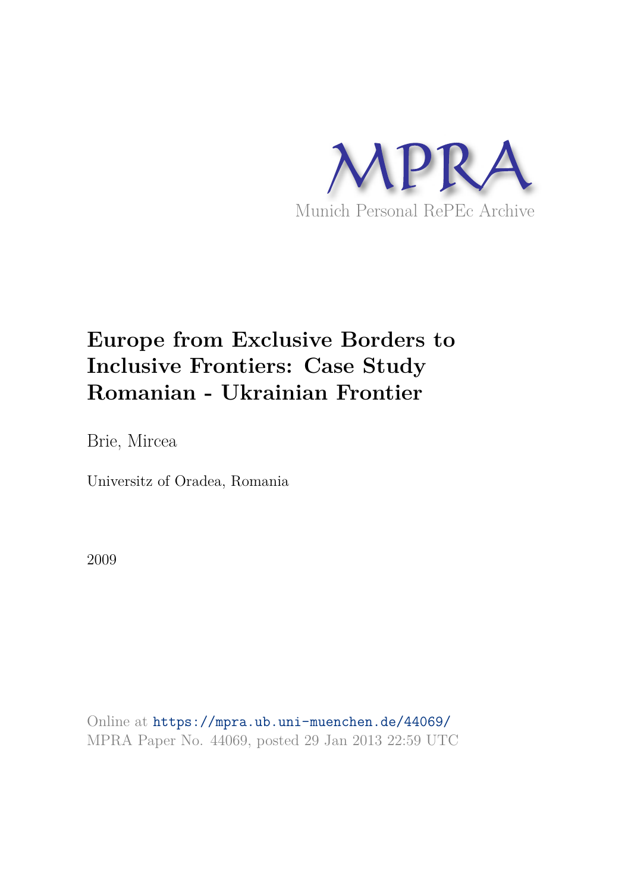MPRA

Munich Personal RePEc Archive

# Europe from Exclusive Borders to Inclusive Frontiers: Case Study Romanian - Ukrainian Frontier

Brie, Mircea

Universitz of Oradea, Romania

2009

Online at https://mpra.ub.uni-muenchen.de/44069/
MPRA Paper No. 44069, posted 29 Jan 2013 22:59 UTC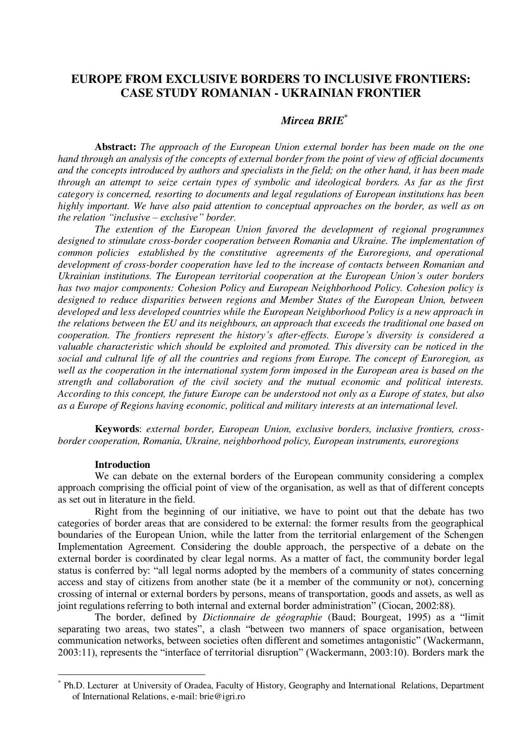# EUROPE FROM EXCLUSIVE BORDERS TO INCLUSIVE FRONTIERS: CASE STUDY ROMANIAN - UKRAINIAN FRONTIER

***Mircea BRIE****

**Abstract:** *The approach of the European Union external border has been made on the one hand through an analysis of the concepts of external border from the point of view of official documents and the concepts introduced by authors and specialists in the field; on the other hand, it has been made through an attempt to seize certain types of symbolic and ideological borders. As far as the first category is concerned, resorting to documents and legal regulations of European institutions has been highly important. We have also paid attention to conceptual approaches on the border, as well as on the relation "inclusive – exclusive" border.*

*The extention of the European Union favored the development of regional programmes designed to stimulate cross-border cooperation between Romania and Ukraine. The implementation of common policies established by the constitutive agreements of the Euroregions, and operational development of cross-border cooperation have led to the increase of contacts between Romanian and Ukrainian institutions. The European territorial cooperation at the European Union's outer borders has two major components: Cohesion Policy and European Neighborhood Policy. Cohesion policy is designed to reduce disparities between regions and Member States of the European Union, between developed and less developed countries while the European Neighborhood Policy is a new approach in the relations between the EU and its neighbours, an approach that exceeds the traditional one based on cooperation. The frontiers represent the history's after-effects. Europe's diversity is considered a valuable characteristic which should be exploited and promoted. This diversity can be noticed in the social and cultural life of all the countries and regions from Europe. The concept of Euroregion, as well as the cooperation in the international system form imposed in the European area is based on the strength and collaboration of the civil society and the mutual economic and political interests. According to this concept, the future Europe can be understood not only as a Europe of states, but also as a Europe of Regions having economic, political and military interests at an international level.*

**Keywords**: *external border, European Union, exclusive borders, inclusive frontiers, cross-border cooperation, Romania, Ukraine, neighborhood policy, European instruments, euroregions*

## Introduction

We can debate on the external borders of the European community considering a complex approach comprising the official point of view of the organisation, as well as that of different concepts as set out in literature in the field.

Right from the beginning of our initiative, we have to point out that the debate has two categories of border areas that are considered to be external: the former results from the geographical boundaries of the European Union, while the latter from the territorial enlargement of the Schengen Implementation Agreement. Considering the double approach, the perspective of a debate on the external border is coordinated by clear legal norms. As a matter of fact, the community border legal status is conferred by: "all legal norms adopted by the members of a community of states concerning access and stay of citizens from another state (be it a member of the community or not), concerning crossing of internal or external borders by persons, means of transportation, goods and assets, as well as joint regulations referring to both internal and external border administration" (Ciocan, 2002:88).

The border, defined by *Dictionnaire de géographie* (Baud; Bourgeat, 1995) as a "limit separating two areas, two states", a clash "between two manners of space organisation, between communication networks, between societies often different and sometimes antagonistic" (Wackermann, 2003:11), represents the "interface of territorial disruption" (Wackermann, 2003:10). Borders mark the

---

* Ph.D. Lecturer at University of Oradea, Faculty of History, Geography and International Relations, Department of International Relations, e-mail: brie@igri.ro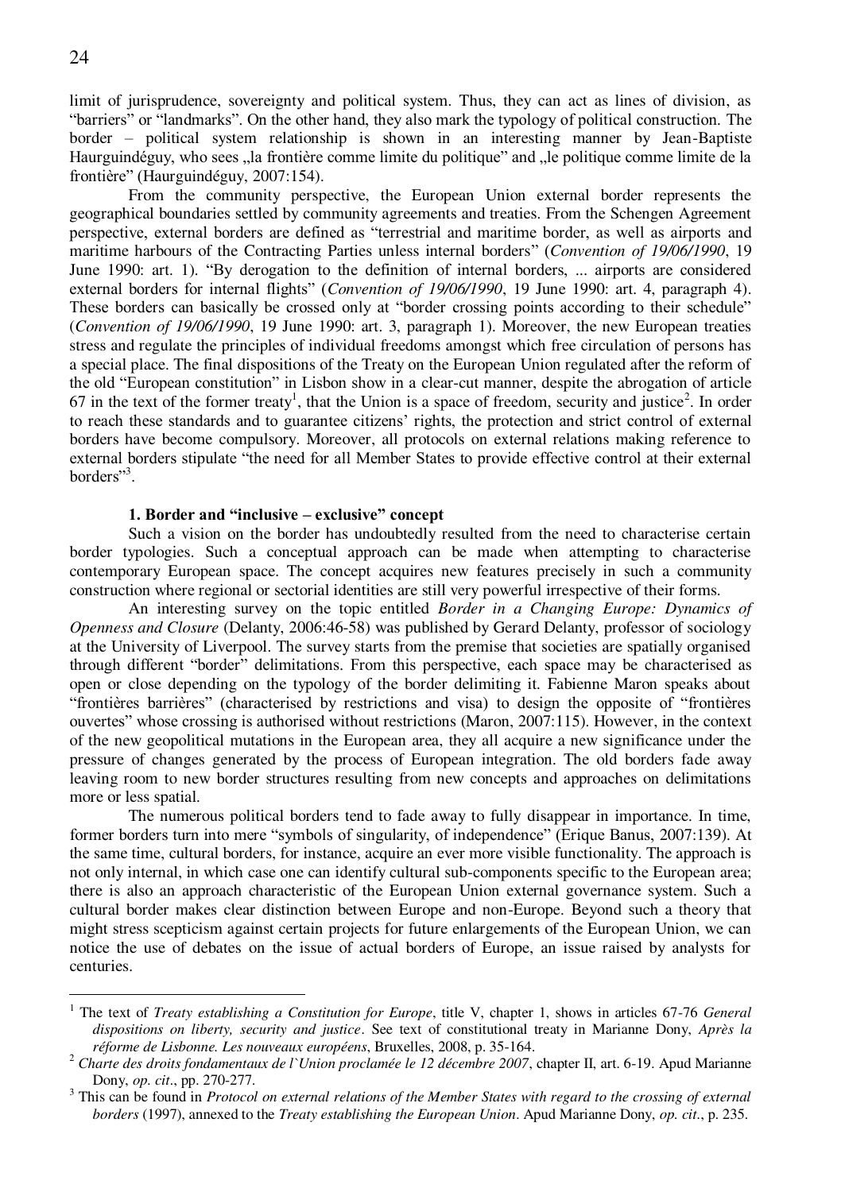limit of jurisprudence, sovereignty and political system. Thus, they can act as lines of division, as "barriers" or "landmarks". On the other hand, they also mark the typology of political construction. The border – political system relationship is shown in an interesting manner by Jean-Baptiste Haurguindéguy, who sees „la frontière comme limite du politique" and „le politique comme limite de la frontière" (Haurguindéguy, 2007:154).

From the community perspective, the European Union external border represents the geographical boundaries settled by community agreements and treaties. From the Schengen Agreement perspective, external borders are defined as "terrestrial and maritime border, as well as airports and maritime harbours of the Contracting Parties unless internal borders" (*Convention of 19/06/1990*, 19 June 1990: art. 1). "By derogation to the definition of internal borders, ... airports are considered external borders for internal flights" (*Convention of 19/06/1990*, 19 June 1990: art. 4, paragraph 4). These borders can basically be crossed only at "border crossing points according to their schedule" (*Convention of 19/06/1990*, 19 June 1990: art. 3, paragraph 1). Moreover, the new European treaties stress and regulate the principles of individual freedoms amongst which free circulation of persons has a special place. The final dispositions of the Treaty on the European Union regulated after the reform of the old "European constitution" in Lisbon show in a clear-cut manner, despite the abrogation of article 67 in the text of the former treaty[1], that the Union is a space of freedom, security and justice[2]. In order to reach these standards and to guarantee citizens' rights, the protection and strict control of external borders have become compulsory. Moreover, all protocols on external relations making reference to external borders stipulate "the need for all Member States to provide effective control at their external borders"[3].

### 1. Border and "inclusive – exclusive" concept

Such a vision on the border has undoubtedly resulted from the need to characterise certain border typologies. Such a conceptual approach can be made when attempting to characterise contemporary European space. The concept acquires new features precisely in such a community construction where regional or sectorial identities are still very powerful irrespective of their forms.

An interesting survey on the topic entitled *Border in a Changing Europe: Dynamics of Openness and Closure* (Delanty, 2006:46-58) was published by Gerard Delanty, professor of sociology at the University of Liverpool. The survey starts from the premise that societies are spatially organised through different "border" delimitations. From this perspective, each space may be characterised as open or close depending on the typology of the border delimiting it. Fabienne Maron speaks about "frontières barrières" (characterised by restrictions and visa) to design the opposite of "frontières ouvertes" whose crossing is authorised without restrictions (Maron, 2007:115). However, in the context of the new geopolitical mutations in the European area, they all acquire a new significance under the pressure of changes generated by the process of European integration. The old borders fade away leaving room to new border structures resulting from new concepts and approaches on delimitations more or less spatial.

The numerous political borders tend to fade away to fully disappear in importance. In time, former borders turn into mere "symbols of singularity, of independence" (Erique Banus, 2007:139). At the same time, cultural borders, for instance, acquire an ever more visible functionality. The approach is not only internal, in which case one can identify cultural sub-components specific to the European area; there is also an approach characteristic of the European Union external governance system. Such a cultural border makes clear distinction between Europe and non-Europe. Beyond such a theory that might stress scepticism against certain projects for future enlargements of the European Union, we can notice the use of debates on the issue of actual borders of Europe, an issue raised by analysts for centuries.

---

[1] The text of *Treaty establishing a Constitution for Europe*, title V, chapter 1, shows in articles 67-76 *General dispositions on liberty, security and justice*. See text of constitutional treaty in Marianne Dony, *Après la réforme de Lisbonne. Les nouveaux européens*, Bruxelles, 2008, p. 35-164.

[2] *Charte des droits fondamentaux de l`Union proclamée le 12 décembre 2007*, chapter II, art. 6-19. Apud Marianne Dony, *op. cit*., pp. 270-277.

[3] This can be found in *Protocol on external relations of the Member States with regard to the crossing of external borders* (1997), annexed to the *Treaty establishing the European Union*. Apud Marianne Dony, *op. cit*., p. 235.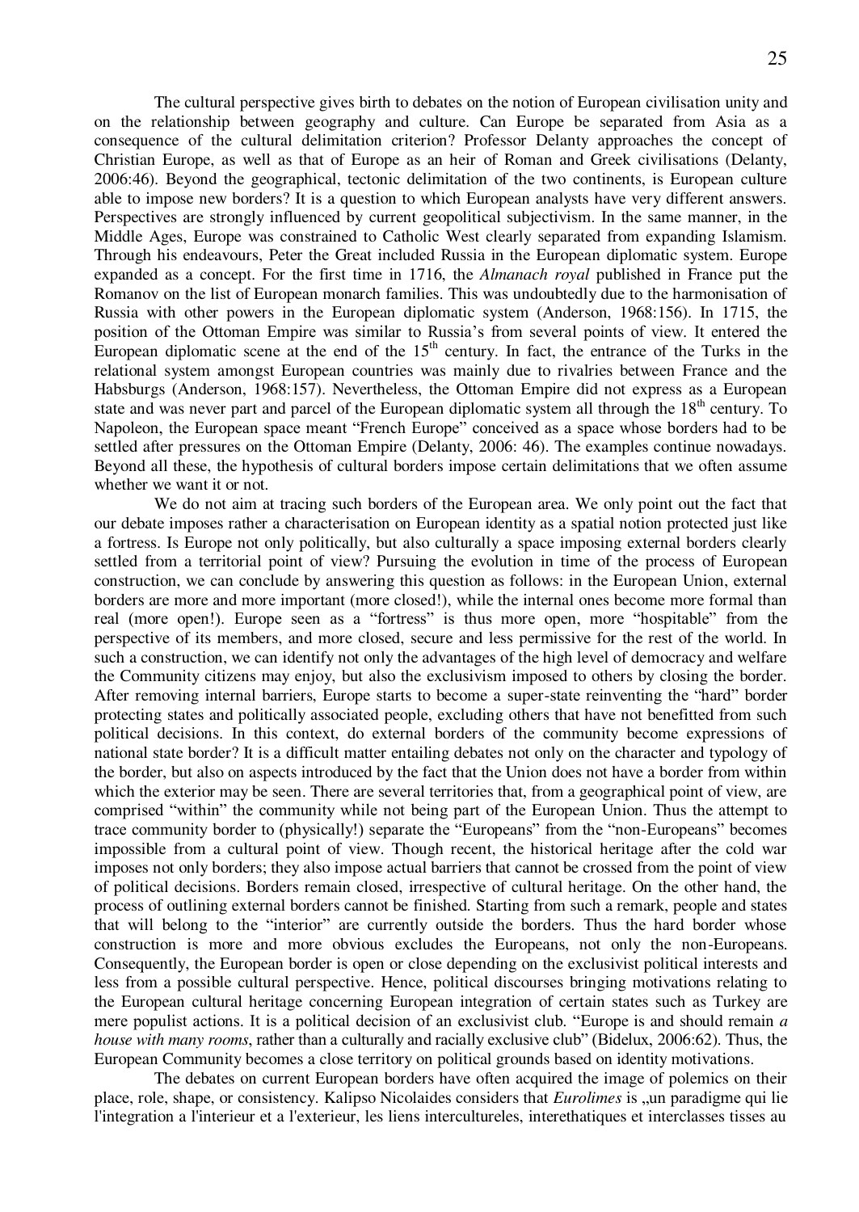The cultural perspective gives birth to debates on the notion of European civilisation unity and on the relationship between geography and culture. Can Europe be separated from Asia as a consequence of the cultural delimitation criterion? Professor Delanty approaches the concept of Christian Europe, as well as that of Europe as an heir of Roman and Greek civilisations (Delanty, 2006:46). Beyond the geographical, tectonic delimitation of the two continents, is European culture able to impose new borders? It is a question to which European analysts have very different answers. Perspectives are strongly influenced by current geopolitical subjectivism. In the same manner, in the Middle Ages, Europe was constrained to Catholic West clearly separated from expanding Islamism. Through his endeavours, Peter the Great included Russia in the European diplomatic system. Europe expanded as a concept. For the first time in 1716, the *Almanach royal* published in France put the Romanov on the list of European monarch families. This was undoubtedly due to the harmonisation of Russia with other powers in the European diplomatic system (Anderson, 1968:156). In 1715, the position of the Ottoman Empire was similar to Russia's from several points of view. It entered the European diplomatic scene at the end of the 15th century. In fact, the entrance of the Turks in the relational system amongst European countries was mainly due to rivalries between France and the Habsburgs (Anderson, 1968:157). Nevertheless, the Ottoman Empire did not express as a European state and was never part and parcel of the European diplomatic system all through the 18th century. To Napoleon, the European space meant "French Europe" conceived as a space whose borders had to be settled after pressures on the Ottoman Empire (Delanty, 2006: 46). The examples continue nowadays. Beyond all these, the hypothesis of cultural borders impose certain delimitations that we often assume whether we want it or not.

We do not aim at tracing such borders of the European area. We only point out the fact that our debate imposes rather a characterisation on European identity as a spatial notion protected just like a fortress. Is Europe not only politically, but also culturally a space imposing external borders clearly settled from a territorial point of view? Pursuing the evolution in time of the process of European construction, we can conclude by answering this question as follows: in the European Union, external borders are more and more important (more closed!), while the internal ones become more formal than real (more open!). Europe seen as a "fortress" is thus more open, more "hospitable" from the perspective of its members, and more closed, secure and less permissive for the rest of the world. In such a construction, we can identify not only the advantages of the high level of democracy and welfare the Community citizens may enjoy, but also the exclusivism imposed to others by closing the border. After removing internal barriers, Europe starts to become a super-state reinventing the "hard" border protecting states and politically associated people, excluding others that have not benefitted from such political decisions. In this context, do external borders of the community become expressions of national state border? It is a difficult matter entailing debates not only on the character and typology of the border, but also on aspects introduced by the fact that the Union does not have a border from within which the exterior may be seen. There are several territories that, from a geographical point of view, are comprised "within" the community while not being part of the European Union. Thus the attempt to trace community border to (physically!) separate the "Europeans" from the "non-Europeans" becomes impossible from a cultural point of view. Though recent, the historical heritage after the cold war imposes not only borders; they also impose actual barriers that cannot be crossed from the point of view of political decisions. Borders remain closed, irrespective of cultural heritage. On the other hand, the process of outlining external borders cannot be finished. Starting from such a remark, people and states that will belong to the "interior" are currently outside the borders. Thus the hard border whose construction is more and more obvious excludes the Europeans, not only the non-Europeans. Consequently, the European border is open or close depending on the exclusivist political interests and less from a possible cultural perspective. Hence, political discourses bringing motivations relating to the European cultural heritage concerning European integration of certain states such as Turkey are mere populist actions. It is a political decision of an exclusivist club. "Europe is and should remain *a house with many rooms*, rather than a culturally and racially exclusive club" (Bidelux, 2006:62). Thus, the European Community becomes a close territory on political grounds based on identity motivations.

The debates on current European borders have often acquired the image of polemics on their place, role, shape, or consistency. Kalipso Nicolaides considers that *Eurolimes* is „un paradigme qui lie l'integration a l'interieur et a l'exterieur, les liens intercultureles, interethatiques et interclasses tisses au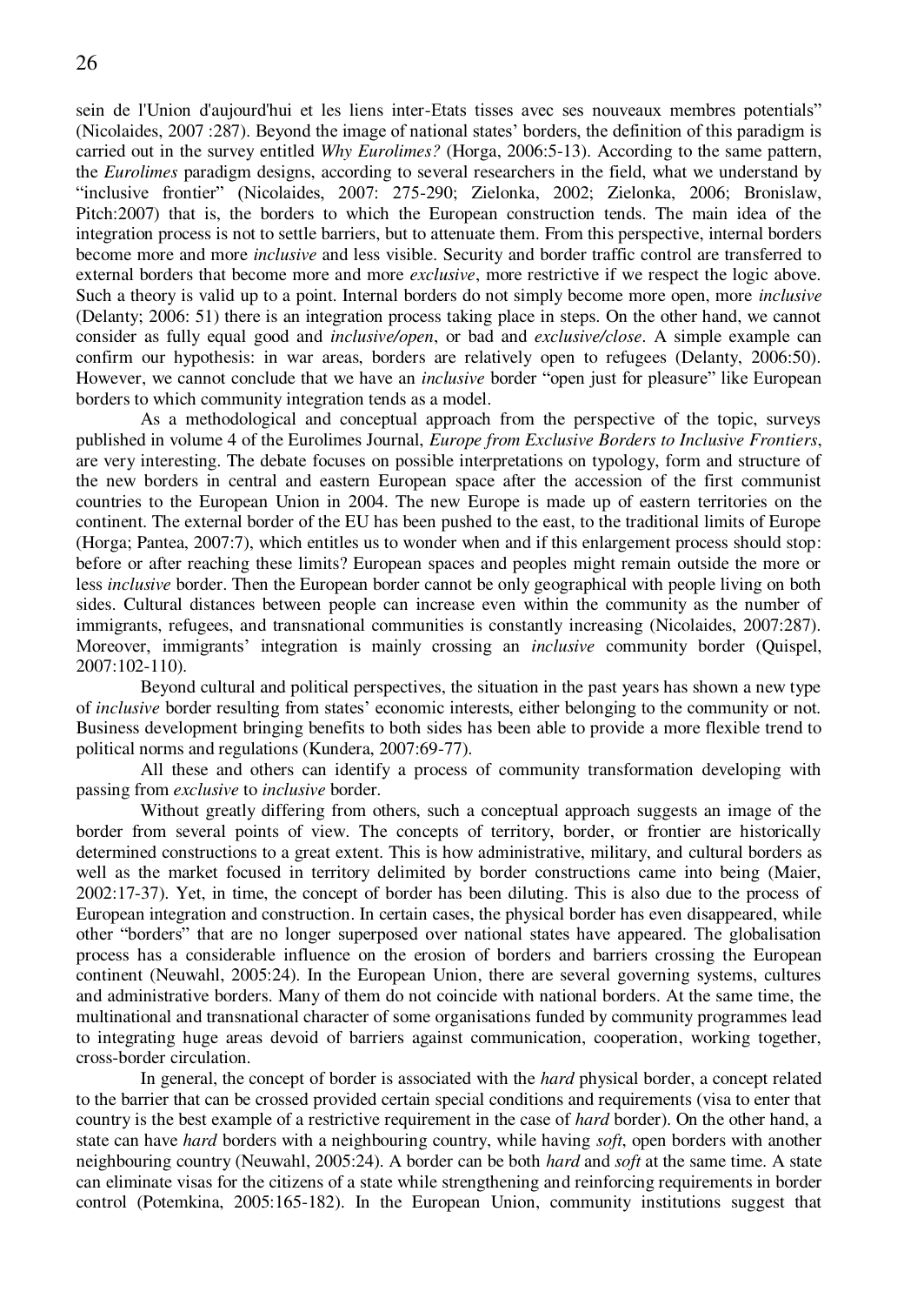sein de l'Union d'aujourd'hui et les liens inter-Etats tisses avec ses nouveaux membres potentials" (Nicolaides, 2007 :287). Beyond the image of national states' borders, the definition of this paradigm is carried out in the survey entitled *Why Eurolimes?* (Horga, 2006:5-13). According to the same pattern, the *Eurolimes* paradigm designs, according to several researchers in the field, what we understand by "inclusive frontier" (Nicolaides, 2007: 275-290; Zielonka, 2002; Zielonka, 2006; Bronislaw, Pitch:2007) that is, the borders to which the European construction tends. The main idea of the integration process is not to settle barriers, but to attenuate them. From this perspective, internal borders become more and more *inclusive* and less visible. Security and border traffic control are transferred to external borders that become more and more *exclusive*, more restrictive if we respect the logic above. Such a theory is valid up to a point. Internal borders do not simply become more open, more *inclusive* (Delanty; 2006: 51) there is an integration process taking place in steps. On the other hand, we cannot consider as fully equal good and *inclusive/open*, or bad and *exclusive/close*. A simple example can confirm our hypothesis: in war areas, borders are relatively open to refugees (Delanty, 2006:50). However, we cannot conclude that we have an *inclusive* border "open just for pleasure" like European borders to which community integration tends as a model.

As a methodological and conceptual approach from the perspective of the topic, surveys published in volume 4 of the Eurolimes Journal, *Europe from Exclusive Borders to Inclusive Frontiers*, are very interesting. The debate focuses on possible interpretations on typology, form and structure of the new borders in central and eastern European space after the accession of the first communist countries to the European Union in 2004. The new Europe is made up of eastern territories on the continent. The external border of the EU has been pushed to the east, to the traditional limits of Europe (Horga; Pantea, 2007:7), which entitles us to wonder when and if this enlargement process should stop: before or after reaching these limits? European spaces and peoples might remain outside the more or less *inclusive* border. Then the European border cannot be only geographical with people living on both sides. Cultural distances between people can increase even within the community as the number of immigrants, refugees, and transnational communities is constantly increasing (Nicolaides, 2007:287). Moreover, immigrants' integration is mainly crossing an *inclusive* community border (Quispel, 2007:102-110).

Beyond cultural and political perspectives, the situation in the past years has shown a new type of *inclusive* border resulting from states' economic interests, either belonging to the community or not. Business development bringing benefits to both sides has been able to provide a more flexible trend to political norms and regulations (Kundera, 2007:69-77).

All these and others can identify a process of community transformation developing with passing from *exclusive* to *inclusive* border.

Without greatly differing from others, such a conceptual approach suggests an image of the border from several points of view. The concepts of territory, border, or frontier are historically determined constructions to a great extent. This is how administrative, military, and cultural borders as well as the market focused in territory delimited by border constructions came into being (Maier, 2002:17-37). Yet, in time, the concept of border has been diluting. This is also due to the process of European integration and construction. In certain cases, the physical border has even disappeared, while other "borders" that are no longer superposed over national states have appeared. The globalisation process has a considerable influence on the erosion of borders and barriers crossing the European continent (Neuwahl, 2005:24). In the European Union, there are several governing systems, cultures and administrative borders. Many of them do not coincide with national borders. At the same time, the multinational and transnational character of some organisations funded by community programmes lead to integrating huge areas devoid of barriers against communication, cooperation, working together, cross-border circulation.

In general, the concept of border is associated with the *hard* physical border, a concept related to the barrier that can be crossed provided certain special conditions and requirements (visa to enter that country is the best example of a restrictive requirement in the case of *hard* border). On the other hand, a state can have *hard* borders with a neighbouring country, while having *soft*, open borders with another neighbouring country (Neuwahl, 2005:24). A border can be both *hard* and *soft* at the same time. A state can eliminate visas for the citizens of a state while strengthening and reinforcing requirements in border control (Potemkina, 2005:165-182). In the European Union, community institutions suggest that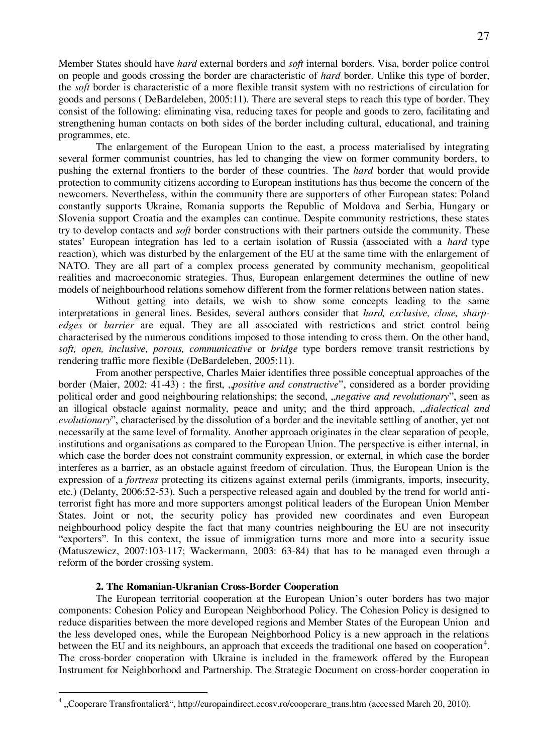Member States should have *hard* external borders and *soft* internal borders. Visa, border police control on people and goods crossing the border are characteristic of *hard* border. Unlike this type of border, the *soft* border is characteristic of a more flexible transit system with no restrictions of circulation for goods and persons ( DeBardeleben, 2005:11). There are several steps to reach this type of border. They consist of the following: eliminating visa, reducing taxes for people and goods to zero, facilitating and strengthening human contacts on both sides of the border including cultural, educational, and training programmes, etc.

The enlargement of the European Union to the east, a process materialised by integrating several former communist countries, has led to changing the view on former community borders, to pushing the external frontiers to the border of these countries. The *hard* border that would provide protection to community citizens according to European institutions has thus become the concern of the newcomers. Nevertheless, within the community there are supporters of other European states: Poland constantly supports Ukraine, Romania supports the Republic of Moldova and Serbia, Hungary or Slovenia support Croatia and the examples can continue. Despite community restrictions, these states try to develop contacts and *soft* border constructions with their partners outside the community. These states' European integration has led to a certain isolation of Russia (associated with a *hard* type reaction), which was disturbed by the enlargement of the EU at the same time with the enlargement of NATO. They are all part of a complex process generated by community mechanism, geopolitical realities and macroeconomic strategies. Thus, European enlargement determines the outline of new models of neighbourhood relations somehow different from the former relations between nation states.

Without getting into details, we wish to show some concepts leading to the same interpretations in general lines. Besides, several authors consider that *hard, exclusive, close, sharp-edges* or *barrier* are equal. They are all associated with restrictions and strict control being characterised by the numerous conditions imposed to those intending to cross them. On the other hand, *soft, open, inclusive, porous, communicative* or *bridge* type borders remove transit restrictions by rendering traffic more flexible (DeBardeleben, 2005:11).

From another perspective, Charles Maier identifies three possible conceptual approaches of the border (Maier, 2002: 41-43) : the first, „*positive and constructive*", considered as a border providing political order and good neighbouring relationships; the second, „*negative and revolutionary*", seen as an illogical obstacle against normality, peace and unity; and the third approach, „*dialectical and evolutionary*", characterised by the dissolution of a border and the inevitable settling of another, yet not necessarily at the same level of formality. Another approach originates in the clear separation of people, institutions and organisations as compared to the European Union. The perspective is either internal, in which case the border does not constraint community expression, or external, in which case the border interferes as a barrier, as an obstacle against freedom of circulation. Thus, the European Union is the expression of a *fortress* protecting its citizens against external perils (immigrants, imports, insecurity, etc.) (Delanty, 2006:52-53). Such a perspective released again and doubled by the trend for world anti-terrorist fight has more and more supporters amongst political leaders of the European Union Member States. Joint or not, the security policy has provided new coordinates and even European neighbourhood policy despite the fact that many countries neighbouring the EU are not insecurity "exporters". In this context, the issue of immigration turns more and more into a security issue (Matuszewicz, 2007:103-117; Wackermann, 2003: 63-84) that has to be managed even through a reform of the border crossing system.

## 2. The Romanian-Ukranian Cross-Border Cooperation

The European territorial cooperation at the European Union's outer borders has two major components: Cohesion Policy and European Neighborhood Policy. The Cohesion Policy is designed to reduce disparities between the more developed regions and Member States of the European Union and the less developed ones, while the European Neighborhood Policy is a new approach in the relations between the EU and its neighbours, an approach that exceeds the traditional one based on cooperation[4]. The cross-border cooperation with Ukraine is included in the framework offered by the European Instrument for Neighborhood and Partnership. The Strategic Document on cross-border cooperation in

[4] „Cooperare Transfrontalieră", http://europaindirect.ecosv.ro/cooperare_trans.htm (accessed March 20, 2010).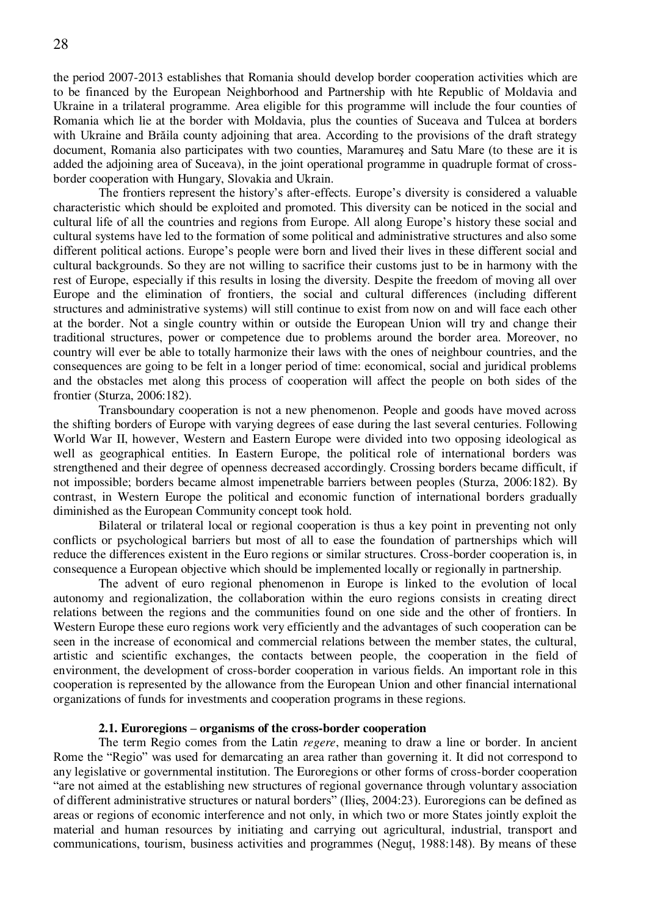the period 2007-2013 establishes that Romania should develop border cooperation activities which are to be financed by the European Neighborhood and Partnership with hte Republic of Moldavia and Ukraine in a trilateral programme. Area eligible for this programme will include the four counties of Romania which lie at the border with Moldavia, plus the counties of Suceava and Tulcea at borders with Ukraine and Brăila county adjoining that area. According to the provisions of the draft strategy document, Romania also participates with two counties, Maramureş and Satu Mare (to these are it is added the adjoining area of Suceava), in the joint operational programme in quadruple format of cross-border cooperation with Hungary, Slovakia and Ukrain.

The frontiers represent the history's after-effects. Europe's diversity is considered a valuable characteristic which should be exploited and promoted. This diversity can be noticed in the social and cultural life of all the countries and regions from Europe. All along Europe's history these social and cultural systems have led to the formation of some political and administrative structures and also some different political actions. Europe's people were born and lived their lives in these different social and cultural backgrounds. So they are not willing to sacrifice their customs just to be in harmony with the rest of Europe, especially if this results in losing the diversity. Despite the freedom of moving all over Europe and the elimination of frontiers, the social and cultural differences (including different structures and administrative systems) will still continue to exist from now on and will face each other at the border. Not a single country within or outside the European Union will try and change their traditional structures, power or competence due to problems around the border area. Moreover, no country will ever be able to totally harmonize their laws with the ones of neighbour countries, and the consequences are going to be felt in a longer period of time: economical, social and juridical problems and the obstacles met along this process of cooperation will affect the people on both sides of the frontier (Sturza, 2006:182).

Transboundary cooperation is not a new phenomenon. People and goods have moved across the shifting borders of Europe with varying degrees of ease during the last several centuries. Following World War II, however, Western and Eastern Europe were divided into two opposing ideological as well as geographical entities. In Eastern Europe, the political role of international borders was strengthened and their degree of openness decreased accordingly. Crossing borders became difficult, if not impossible; borders became almost impenetrable barriers between peoples (Sturza, 2006:182). By contrast, in Western Europe the political and economic function of international borders gradually diminished as the European Community concept took hold.

Bilateral or trilateral local or regional cooperation is thus a key point in preventing not only conflicts or psychological barriers but most of all to ease the foundation of partnerships which will reduce the differences existent in the Euro regions or similar structures. Cross-border cooperation is, in consequence a European objective which should be implemented locally or regionally in partnership.

The advent of euro regional phenomenon in Europe is linked to the evolution of local autonomy and regionalization, the collaboration within the euro regions consists in creating direct relations between the regions and the communities found on one side and the other of frontiers. In Western Europe these euro regions work very efficiently and the advantages of such cooperation can be seen in the increase of economical and commercial relations between the member states, the cultural, artistic and scientific exchanges, the contacts between people, the cooperation in the field of environment, the development of cross-border cooperation in various fields. An important role in this cooperation is represented by the allowance from the European Union and other financial international organizations of funds for investments and cooperation programs in these regions.

### 2.1. Euroregions – organisms of the cross-border cooperation

The term Regio comes from the Latin *regere*, meaning to draw a line or border. In ancient Rome the "Regio" was used for demarcating an area rather than governing it. It did not correspond to any legislative or governmental institution. The Euroregions or other forms of cross-border cooperation "are not aimed at the establishing new structures of regional governance through voluntary association of different administrative structures or natural borders" (Ilieş, 2004:23). Euroregions can be defined as areas or regions of economic interference and not only, in which two or more States jointly exploit the material and human resources by initiating and carrying out agricultural, industrial, transport and communications, tourism, business activities and programmes (Neguț, 1988:148). By means of these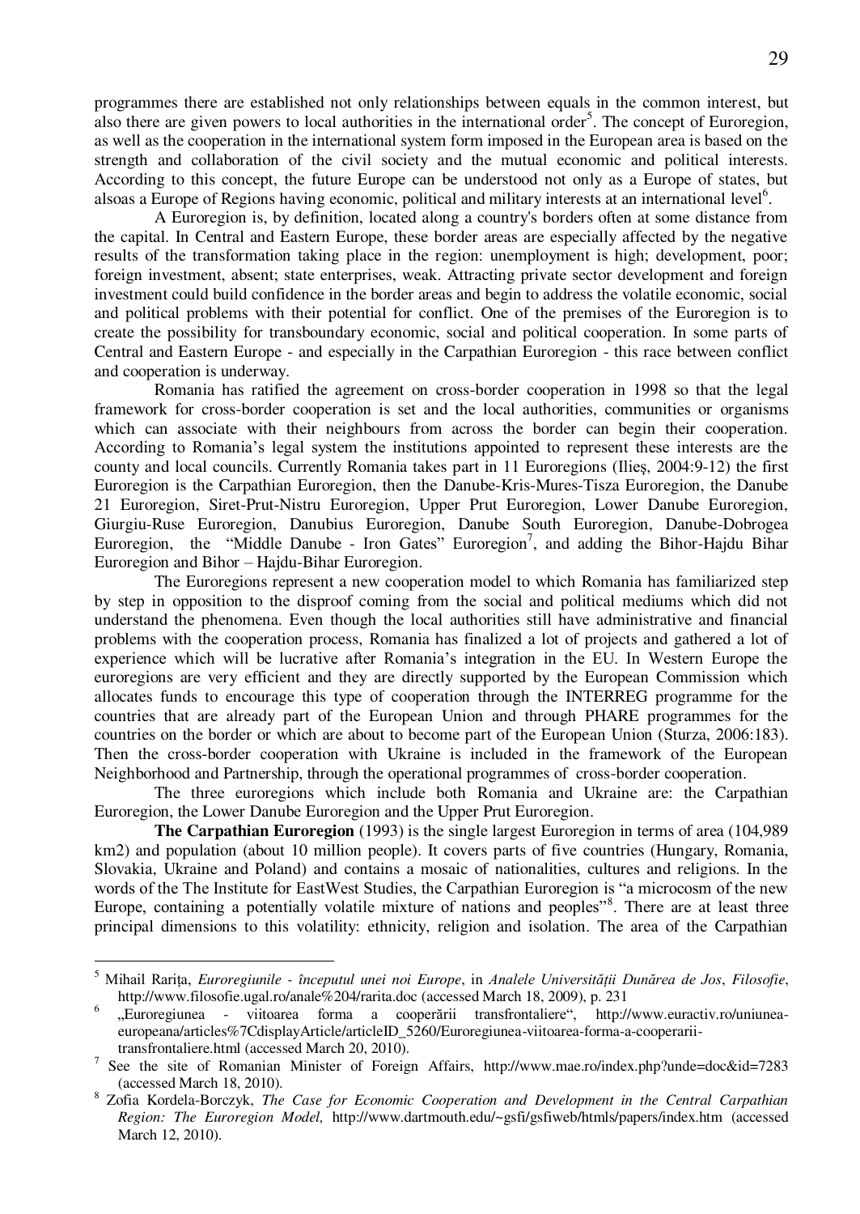programmes there are established not only relationships between equals in the common interest, but also there are given powers to local authorities in the international order[5]. The concept of Euroregion, as well as the cooperation in the international system form imposed in the European area is based on the strength and collaboration of the civil society and the mutual economic and political interests. According to this concept, the future Europe can be understood not only as a Europe of states, but alsoas a Europe of Regions having economic, political and military interests at an international level[6].

A Euroregion is, by definition, located along a country's borders often at some distance from the capital. In Central and Eastern Europe, these border areas are especially affected by the negative results of the transformation taking place in the region: unemployment is high; development, poor; foreign investment, absent; state enterprises, weak. Attracting private sector development and foreign investment could build confidence in the border areas and begin to address the volatile economic, social and political problems with their potential for conflict. One of the premises of the Euroregion is to create the possibility for transboundary economic, social and political cooperation. In some parts of Central and Eastern Europe - and especially in the Carpathian Euroregion - this race between conflict and cooperation is underway.

Romania has ratified the agreement on cross-border cooperation in 1998 so that the legal framework for cross-border cooperation is set and the local authorities, communities or organisms which can associate with their neighbours from across the border can begin their cooperation. According to Romania's legal system the institutions appointed to represent these interests are the county and local councils. Currently Romania takes part in 11 Euroregions (Ilieş, 2004:9-12) the first Euroregion is the Carpathian Euroregion, then the Danube-Kris-Mures-Tisza Euroregion, the Danube 21 Euroregion, Siret-Prut-Nistru Euroregion, Upper Prut Euroregion, Lower Danube Euroregion, Giurgiu-Ruse Euroregion, Danubius Euroregion, Danube South Euroregion, Danube-Dobrogea Euroregion, the "Middle Danube - Iron Gates" Euroregion[7], and adding the Bihor-Hajdu Bihar Euroregion and Bihor – Hajdu-Bihar Euroregion.

The Euroregions represent a new cooperation model to which Romania has familiarized step by step in opposition to the disproof coming from the social and political mediums which did not understand the phenomena. Even though the local authorities still have administrative and financial problems with the cooperation process, Romania has finalized a lot of projects and gathered a lot of experience which will be lucrative after Romania's integration in the EU. In Western Europe the euroregions are very efficient and they are directly supported by the European Commission which allocates funds to encourage this type of cooperation through the INTERREG programme for the countries that are already part of the European Union and through PHARE programmes for the countries on the border or which are about to become part of the European Union (Sturza, 2006:183). Then the cross-border cooperation with Ukraine is included in the framework of the European Neighborhood and Partnership, through the operational programmes of cross-border cooperation.

The three euroregions which include both Romania and Ukraine are: the Carpathian Euroregion, the Lower Danube Euroregion and the Upper Prut Euroregion.

**The Carpathian Euroregion** (1993) is the single largest Euroregion in terms of area (104,989 km2) and population (about 10 million people). It covers parts of five countries (Hungary, Romania, Slovakia, Ukraine and Poland) and contains a mosaic of nationalities, cultures and religions. In the words of the The Institute for EastWest Studies, the Carpathian Euroregion is "a microcosm of the new Europe, containing a potentially volatile mixture of nations and peoples"[8]. There are at least three principal dimensions to this volatility: ethnicity, religion and isolation. The area of the Carpathian

---

[5] Mihail Rariţa, *Euroregiunile - începutul unei noi Europe*, in *Analele Universităţii Dunărea de Jos*, *Filosofie*, http://www.filosofie.ugal.ro/anale%204/rarita.doc (accessed March 18, 2009), p. 231

[6] „Euroregiunea - viitoarea forma a cooperării transfrontaliere", http://www.euractiv.ro/uniunea-europeana/articles%7CdisplayArticle/articleID_5260/Euroregiunea-viitoarea-forma-a-cooperarii-transfrontaliere.html (accessed March 20, 2010).

[7] See the site of Romanian Minister of Foreign Affairs, http://www.mae.ro/index.php?unde=doc&id=7283 (accessed March 18, 2010).

[8] Zofia Kordela-Borczyk, *The Case for Economic Cooperation and Development in the Central Carpathian Region: The Euroregion Model,* http://www.dartmouth.edu/~gsfi/gsfiweb/htmls/papers/index.htm (accessed March 12, 2010).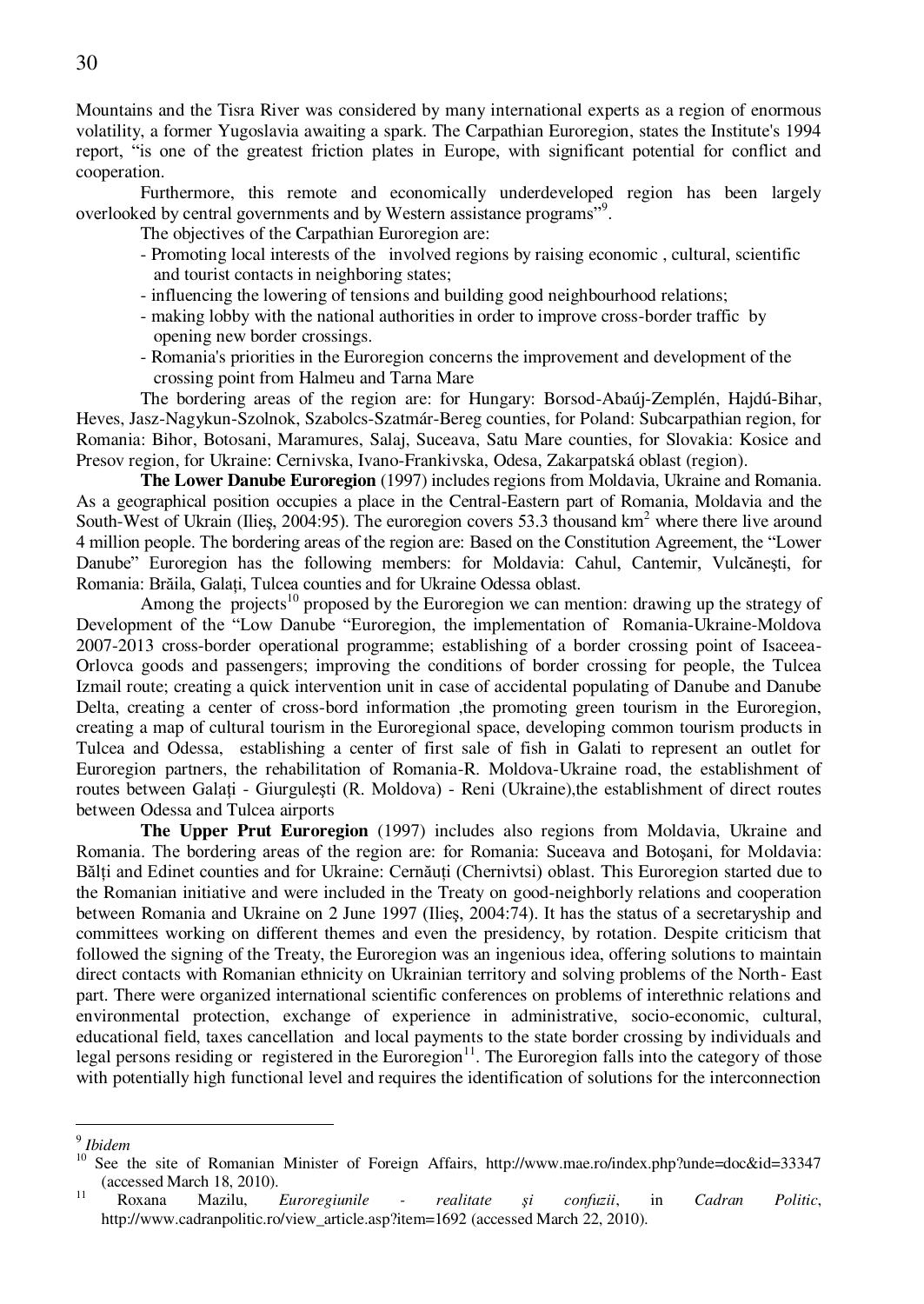Mountains and the Tisra River was considered by many international experts as a region of enormous volatility, a former Yugoslavia awaiting a spark. The Carpathian Euroregion, states the Institute's 1994 report, "is one of the greatest friction plates in Europe, with significant potential for conflict and cooperation.

Furthermore, this remote and economically underdeveloped region has been largely overlooked by central governments and by Western assistance programs"[9].

The objectives of the Carpathian Euroregion are:

- Promoting local interests of the involved regions by raising economic , cultural, scientific and tourist contacts in neighboring states;
- influencing the lowering of tensions and building good neighbourhood relations;
- making lobby with the national authorities in order to improve cross-border traffic by opening new border crossings.
- Romania's priorities in the Euroregion concerns the improvement and development of the crossing point from Halmeu and Tarna Mare

The bordering areas of the region are: for Hungary: Borsod-Abaúj-Zemplén, Hajdú-Bihar, Heves, Jasz-Nagykun-Szolnok, Szabolcs-Szatmár-Bereg counties, for Poland: Subcarpathian region, for Romania: Bihor, Botosani, Maramures, Salaj, Suceava, Satu Mare counties, for Slovakia: Kosice and Presov region, for Ukraine: Cernivska, Ivano-Frankivska, Odesa, Zakarpatská oblast (region).

**The Lower Danube Euroregion** (1997) includes regions from Moldavia, Ukraine and Romania. As a geographical position occupies a place in the Central-Eastern part of Romania, Moldavia and the South-West of Ukrain (Ilieş, 2004:95). The euroregion covers 53.3 thousand km$^2$ where there live around 4 million people. The bordering areas of the region are: Based on the Constitution Agreement, the "Lower Danube" Euroregion has the following members: for Moldavia: Cahul, Cantemir, Vulcăneşti, for Romania: Brăila, Galați, Tulcea counties and for Ukraine Odessa oblast.

Among the projects[10] proposed by the Euroregion we can mention: drawing up the strategy of Development of the "Low Danube "Euroregion, the implementation of Romania-Ukraine-Moldova 2007-2013 cross-border operational programme; establishing of a border crossing point of Isaceea-Orlovca goods and passengers; improving the conditions of border crossing for people, the Tulcea Izmail route; creating a quick intervention unit in case of accidental populating of Danube and Danube Delta, creating a center of cross-bord information ,the promoting green tourism in the Euroregion, creating a map of cultural tourism in the Euroregional space, developing common tourism products in Tulcea and Odessa, establishing a center of first sale of fish in Galati to represent an outlet for Euroregion partners, the rehabilitation of Romania-R. Moldova-Ukraine road, the establishment of routes between Galați - Giurguleşti (R. Moldova) - Reni (Ukraine),the establishment of direct routes between Odessa and Tulcea airports

**The Upper Prut Euroregion** (1997) includes also regions from Moldavia, Ukraine and Romania. The bordering areas of the region are: for Romania: Suceava and Botoşani, for Moldavia: Bălți and Edinet counties and for Ukraine: Cernăuți (Chernivtsi) oblast. This Euroregion started due to the Romanian initiative and were included in the Treaty on good-neighborly relations and cooperation between Romania and Ukraine on 2 June 1997 (Ilieş, 2004:74). It has the status of a secretaryship and committees working on different themes and even the presidency, by rotation. Despite criticism that followed the signing of the Treaty, the Euroregion was an ingenious idea, offering solutions to maintain direct contacts with Romanian ethnicity on Ukrainian territory and solving problems of the North- East part. There were organized international scientific conferences on problems of interethnic relations and environmental protection, exchange of experience in administrative, socio-economic, cultural, educational field, taxes cancellation and local payments to the state border crossing by individuals and legal persons residing or registered in the Euroregion[11]. The Euroregion falls into the category of those with potentially high functional level and requires the identification of solutions for the interconnection

---

[9] *Ibidem*

[10] See the site of Romanian Minister of Foreign Affairs, http://www.mae.ro/index.php?unde=doc&id=33347 (accessed March 18, 2010).

[11] Roxana Mazilu, *Euroregiunile - realitate şi confuzii*, in *Cadran Politic*, http://www.cadranpolitic.ro/view_article.asp?item=1692 (accessed March 22, 2010).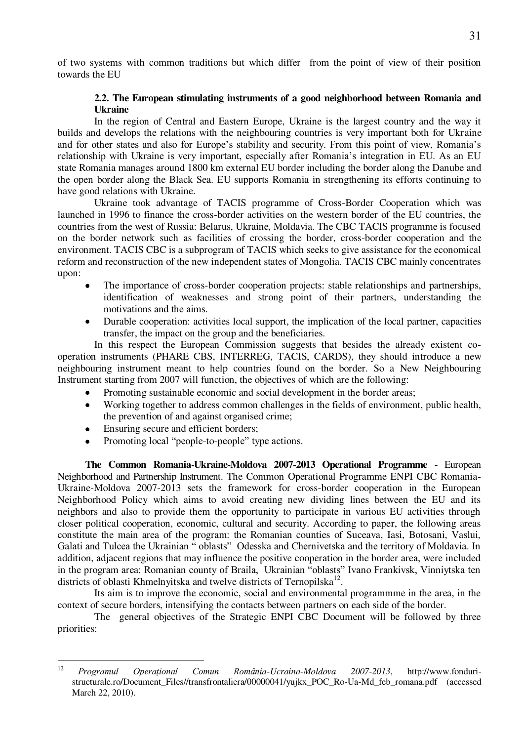of two systems with common traditions but which differ from the point of view of their position towards the EU

### 2.2. The European stimulating instruments of a good neighborhood between Romania and Ukraine

In the region of Central and Eastern Europe, Ukraine is the largest country and the way it builds and develops the relations with the neighbouring countries is very important both for Ukraine and for other states and also for Europe's stability and security. From this point of view, Romania's relationship with Ukraine is very important, especially after Romania's integration in EU. As an EU state Romania manages around 1800 km external EU border including the border along the Danube and the open border along the Black Sea. EU supports Romania in strengthening its efforts continuing to have good relations with Ukraine.

Ukraine took advantage of TACIS programme of Cross-Border Cooperation which was launched in 1996 to finance the cross-border activities on the western border of the EU countries, the countries from the west of Russia: Belarus, Ukraine, Moldavia. The CBC TACIS programme is focused on the border network such as facilities of crossing the border, cross-border cooperation and the environment. TACIS CBC is a subprogram of TACIS which seeks to give assistance for the economical reform and reconstruction of the new independent states of Mongolia. TACIS CBC mainly concentrates upon:

- The importance of cross-border cooperation projects: stable relationships and partnerships, identification of weaknesses and strong point of their partners, understanding the motivations and the aims.
- Durable cooperation: activities local support, the implication of the local partner, capacities transfer, the impact on the group and the beneficiaries.

In this respect the European Commission suggests that besides the already existent co-operation instruments (PHARE CBS, INTERREG, TACIS, CARDS), they should introduce a new neighbouring instrument meant to help countries found on the border. So a New Neighbouring Instrument starting from 2007 will function, the objectives of which are the following:

- Promoting sustainable economic and social development in the border areas;
- Working together to address common challenges in the fields of environment, public health, the prevention of and against organised crime;
- Ensuring secure and efficient borders;
- Promoting local "people-to-people" type actions.

**The Common Romania-Ukraine-Moldova 2007-2013 Operational Programme** - European Neighborhood and Partnership Instrument. The Common Operational Programme ENPI CBC Romania-Ukraine-Moldova 2007-2013 sets the framework for cross-border cooperation in the European Neighborhood Policy which aims to avoid creating new dividing lines between the EU and its neighbors and also to provide them the opportunity to participate in various EU activities through closer political cooperation, economic, cultural and security. According to paper, the following areas constitute the main area of the program: the Romanian counties of Suceava, Iasi, Botosani, Vaslui, Galati and Tulcea the Ukrainian " oblasts" Odesska and Chernivetska and the territory of Moldavia. In addition, adjacent regions that may influence the positive cooperation in the border area, were included in the program area: Romanian county of Braila, Ukrainian "oblasts" Ivano Frankivsk, Vinniytska ten districts of oblasti Khmelnyitska and twelve districts of Ternopilska[12].

Its aim is to improve the economic, social and environmental programmme in the area, in the context of secure borders, intensifying the contacts between partners on each side of the border.

The general objectives of the Strategic ENPI CBC Document will be followed by three priorities:

---

[12] *Programul Operațional Comun România-Ucraina-Moldova 2007-2013*, http://www.fonduri-structurale.ro/Document_Files//transfrontaliera/00000041/yujkx_POC_Ro-Ua-Md_feb_romana.pdf (accessed March 22, 2010).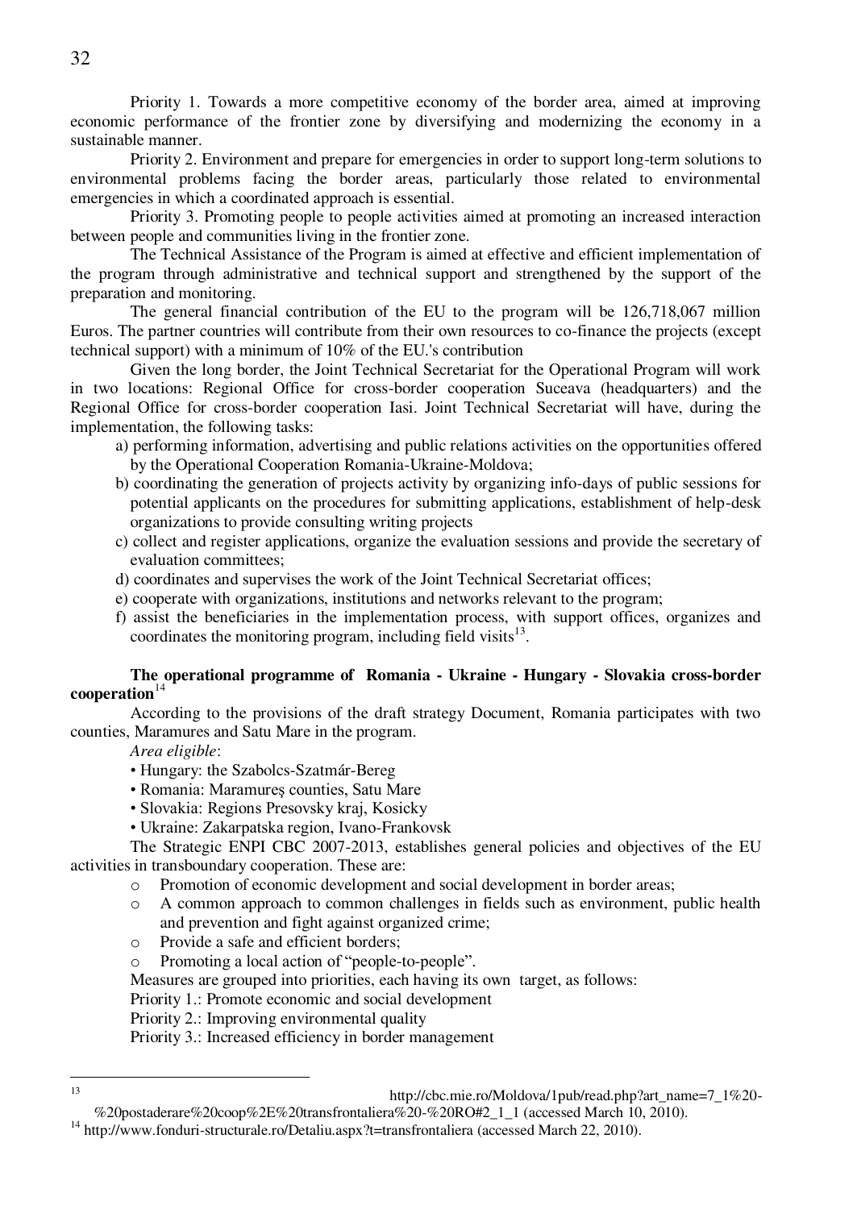Priority 1. Towards a more competitive economy of the border area, aimed at improving economic performance of the frontier zone by diversifying and modernizing the economy in a sustainable manner.

Priority 2. Environment and prepare for emergencies in order to support long-term solutions to environmental problems facing the border areas, particularly those related to environmental emergencies in which a coordinated approach is essential.

Priority 3. Promoting people to people activities aimed at promoting an increased interaction between people and communities living in the frontier zone.

The Technical Assistance of the Program is aimed at effective and efficient implementation of the program through administrative and technical support and strengthened by the support of the preparation and monitoring.

The general financial contribution of the EU to the program will be 126,718,067 million Euros. The partner countries will contribute from their own resources to co-finance the projects (except technical support) with a minimum of 10% of the EU.'s contribution

Given the long border, the Joint Technical Secretariat for the Operational Program will work in two locations: Regional Office for cross-border cooperation Suceava (headquarters) and the Regional Office for cross-border cooperation Iasi. Joint Technical Secretariat will have, during the implementation, the following tasks:

a) performing information, advertising and public relations activities on the opportunities offered by the Operational Cooperation Romania-Ukraine-Moldova;
b) coordinating the generation of projects activity by organizing info-days of public sessions for potential applicants on the procedures for submitting applications, establishment of help-desk organizations to provide consulting writing projects
c) collect and register applications, organize the evaluation sessions and provide the secretary of evaluation committees;
d) coordinates and supervises the work of the Joint Technical Secretariat offices;
e) cooperate with organizations, institutions and networks relevant to the program;
f) assist the beneficiaries in the implementation process, with support offices, organizes and coordinates the monitoring program, including field visits[13].

**The operational programme of Romania - Ukraine - Hungary - Slovakia cross-border cooperation**[14]

According to the provisions of the draft strategy Document, Romania participates with two counties, Maramures and Satu Mare in the program.

*Area eligible*:

- Hungary: the Szabolcs-Szatmár-Bereg
- Romania: Maramureş counties, Satu Mare
- Slovakia: Regions Presovsky kraj, Kosicky
- Ukraine: Zakarpatska region, Ivano-Frankovsk

The Strategic ENPI CBC 2007-2013, establishes general policies and objectives of the EU activities in transboundary cooperation. These are:

- Promotion of economic development and social development in border areas;
- A common approach to common challenges in fields such as environment, public health and prevention and fight against organized crime;
- Provide a safe and efficient borders;
- Promoting a local action of "people-to-people".

Measures are grouped into priorities, each having its own target, as follows:

Priority 1.: Promote economic and social development

Priority 2.: Improving environmental quality

Priority 3.: Increased efficiency in border management

---

[13] http://cbc.mie.ro/Moldova/1pub/read.php?art_name=7_1%20-%20postaderare%20coop%2E%20transfrontaliera%20-%20RO#2_1_1 (accessed March 10, 2010).

[14] http://www.fonduri-structurale.ro/Detaliu.aspx?t=transfrontaliera (accessed March 22, 2010).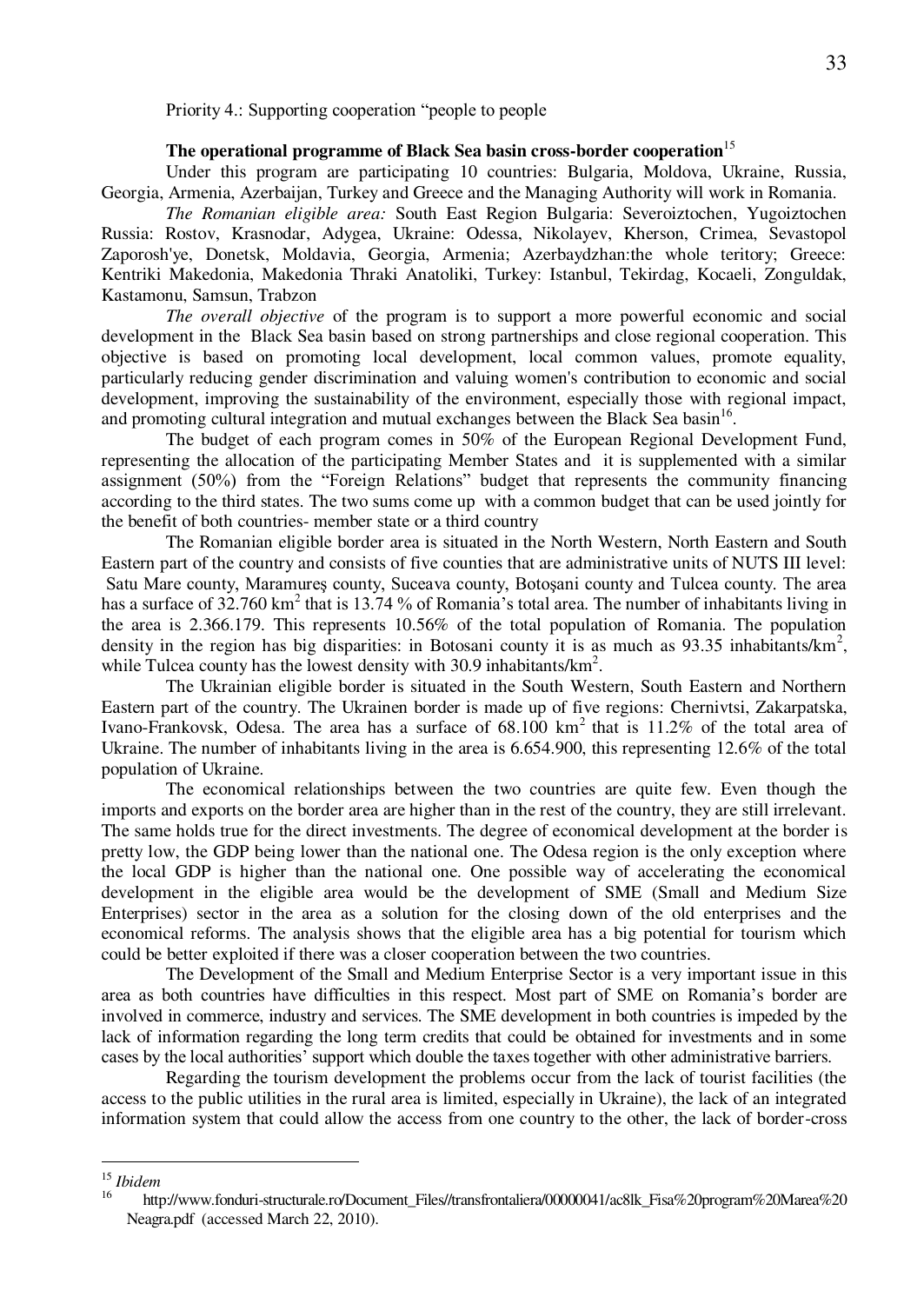Priority 4.: Supporting cooperation "people to people

**The operational programme of Black Sea basin cross-border cooperation**[15]

Under this program are participating 10 countries: Bulgaria, Moldova, Ukraine, Russia, Georgia, Armenia, Azerbaijan, Turkey and Greece and the Managing Authority will work in Romania.

*The Romanian eligible area:* South East Region Bulgaria: Severoiztochen, Yugoiztochen Russia: Rostov, Krasnodar, Adygea, Ukraine: Odessa, Nikolayev, Kherson, Crimea, Sevastopol Zaporosh'ye, Donetsk, Moldavia, Georgia, Armenia; Azerbaydzhan:the whole teritory; Greece: Kentriki Makedonia, Makedonia Thraki Anatoliki, Turkey: Istanbul, Tekirdag, Kocaeli, Zonguldak, Kastamonu, Samsun, Trabzon

*The overall objective* of the program is to support a more powerful economic and social development in the Black Sea basin based on strong partnerships and close regional cooperation. This objective is based on promoting local development, local common values, promote equality, particularly reducing gender discrimination and valuing women's contribution to economic and social development, improving the sustainability of the environment, especially those with regional impact, and promoting cultural integration and mutual exchanges between the Black Sea basin[16].

The budget of each program comes in 50% of the European Regional Development Fund, representing the allocation of the participating Member States and it is supplemented with a similar assignment (50%) from the "Foreign Relations" budget that represents the community financing according to the third states. The two sums come up with a common budget that can be used jointly for the benefit of both countries- member state or a third country

The Romanian eligible border area is situated in the North Western, North Eastern and South Eastern part of the country and consists of five counties that are administrative units of NUTS III level: Satu Mare county, Maramureş county, Suceava county, Botoşani county and Tulcea county. The area has a surface of 32.760 km$^2$ that is 13.74 % of Romania's total area. The number of inhabitants living in the area is 2.366.179. This represents 10.56% of the total population of Romania. The population density in the region has big disparities: in Botosani county it is as much as 93.35 inhabitants/km$^2$, while Tulcea county has the lowest density with 30.9 inhabitants/km$^2$.

The Ukrainian eligible border is situated in the South Western, South Eastern and Northern Eastern part of the country. The Ukrainen border is made up of five regions: Chernivtsi, Zakarpatska, Ivano-Frankovsk, Odesa. The area has a surface of 68.100 km$^2$ that is 11.2% of the total area of Ukraine. The number of inhabitants living in the area is 6.654.900, this representing 12.6% of the total population of Ukraine.

The economical relationships between the two countries are quite few. Even though the imports and exports on the border area are higher than in the rest of the country, they are still irrelevant. The same holds true for the direct investments. The degree of economical development at the border is pretty low, the GDP being lower than the national one. The Odesa region is the only exception where the local GDP is higher than the national one. One possible way of accelerating the economical development in the eligible area would be the development of SME (Small and Medium Size Enterprises) sector in the area as a solution for the closing down of the old enterprises and the economical reforms. The analysis shows that the eligible area has a big potential for tourism which could be better exploited if there was a closer cooperation between the two countries.

The Development of the Small and Medium Enterprise Sector is a very important issue in this area as both countries have difficulties in this respect. Most part of SME on Romania's border are involved in commerce, industry and services. The SME development in both countries is impeded by the lack of information regarding the long term credits that could be obtained for investments and in some cases by the local authorities' support which double the taxes together with other administrative barriers.

Regarding the tourism development the problems occur from the lack of tourist facilities (the access to the public utilities in the rural area is limited, especially in Ukraine), the lack of an integrated information system that could allow the access from one country to the other, the lack of border-cross

---

[15] *Ibidem*

[16] http://www.fonduri-structurale.ro/Document_Files//transfrontaliera/00000041/ac8lk_Fisa%20program%20Marea%20Neagra.pdf (accessed March 22, 2010).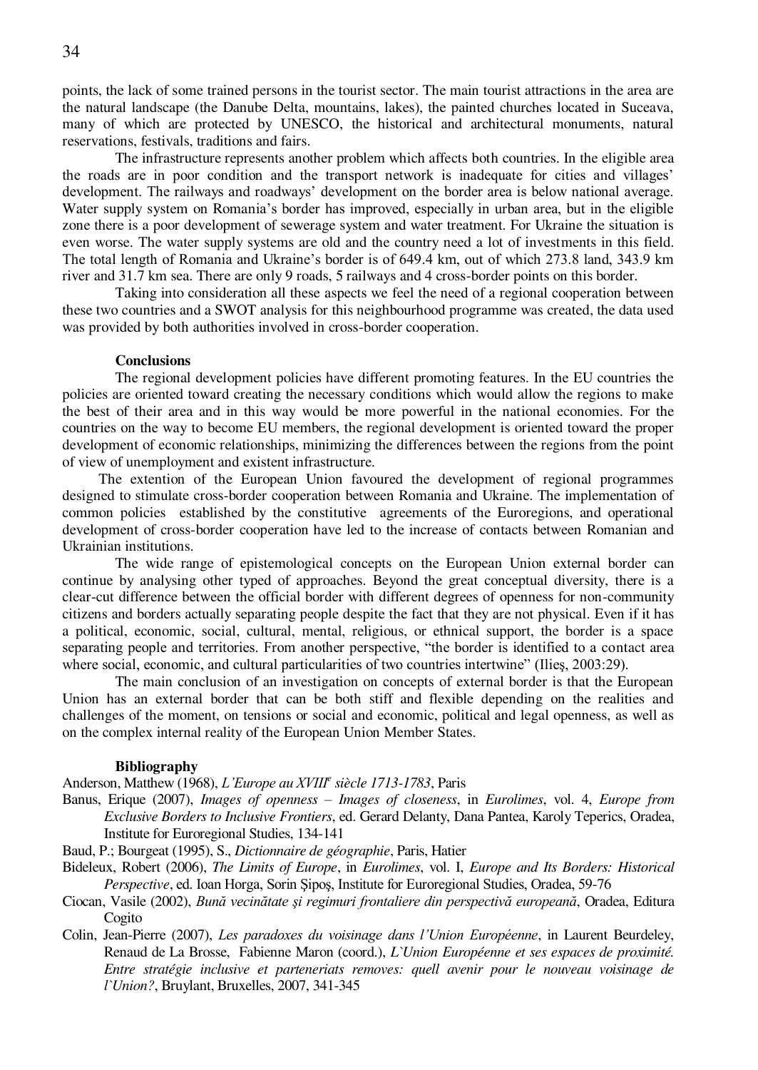points, the lack of some trained persons in the tourist sector. The main tourist attractions in the area are the natural landscape (the Danube Delta, mountains, lakes), the painted churches located in Suceava, many of which are protected by UNESCO, the historical and architectural monuments, natural reservations, festivals, traditions and fairs.

The infrastructure represents another problem which affects both countries. In the eligible area the roads are in poor condition and the transport network is inadequate for cities and villages' development. The railways and roadways' development on the border area is below national average. Water supply system on Romania's border has improved, especially in urban area, but in the eligible zone there is a poor development of sewerage system and water treatment. For Ukraine the situation is even worse. The water supply systems are old and the country need a lot of investments in this field. The total length of Romania and Ukraine's border is of 649.4 km, out of which 273.8 land, 343.9 km river and 31.7 km sea. There are only 9 roads, 5 railways and 4 cross-border points on this border.

Taking into consideration all these aspects we feel the need of a regional cooperation between these two countries and a SWOT analysis for this neighbourhood programme was created, the data used was provided by both authorities involved in cross-border cooperation.

**Conclusions**

The regional development policies have different promoting features. In the EU countries the policies are oriented toward creating the necessary conditions which would allow the regions to make the best of their area and in this way would be more powerful in the national economies. For the countries on the way to become EU members, the regional development is oriented toward the proper development of economic relationships, minimizing the differences between the regions from the point of view of unemployment and existent infrastructure.

The extention of the European Union favoured the development of regional programmes designed to stimulate cross-border cooperation between Romania and Ukraine. The implementation of common policies established by the constitutive agreements of the Euroregions, and operational development of cross-border cooperation have led to the increase of contacts between Romanian and Ukrainian institutions.

The wide range of epistemological concepts on the European Union external border can continue by analysing other typed of approaches. Beyond the great conceptual diversity, there is a clear-cut difference between the official border with different degrees of openness for non-community citizens and borders actually separating people despite the fact that they are not physical. Even if it has a political, economic, social, cultural, mental, religious, or ethnical support, the border is a space separating people and territories. From another perspective, "the border is identified to a contact area where social, economic, and cultural particularities of two countries intertwine" (Ilieş, 2003:29).

The main conclusion of an investigation on concepts of external border is that the European Union has an external border that can be both stiff and flexible depending on the realities and challenges of the moment, on tensions or social and economic, political and legal openness, as well as on the complex internal reality of the European Union Member States.

**Bibliography**

Anderson, Matthew (1968), *L'Europe au XVIII[e] siècle 1713-1783*, Paris

Banus, Erique (2007), *Images of openness – Images of closeness*, in *Eurolimes*, vol. 4, *Europe from Exclusive Borders to Inclusive Frontiers*, ed. Gerard Delanty, Dana Pantea, Karoly Teperics, Oradea, Institute for Euroregional Studies, 134-141

Baud, P.; Bourgeat (1995), S., *Dictionnaire de géographie*, Paris, Hatier

Bideleux, Robert (2006), *The Limits of Europe*, in *Eurolimes*, vol. I, *Europe and Its Borders: Historical Perspective*, ed. Ioan Horga, Sorin Şipoş, Institute for Euroregional Studies, Oradea, 59-76

Ciocan, Vasile (2002), *Bună vecinătate şi regimuri frontaliere din perspectivă europeană*, Oradea, Editura Cogito

Colin, Jean-Pierre (2007), *Les paradoxes du voisinage dans l'Union Européenne*, in Laurent Beurdeley, Renaud de La Brosse, Fabienne Maron (coord.), *L`Union Européenne et ses espaces de proximité. Entre stratégie inclusive et parteneriats removes: quell avenir pour le nouveau voisinage de l`Union?*, Bruylant, Bruxelles, 2007, 341-345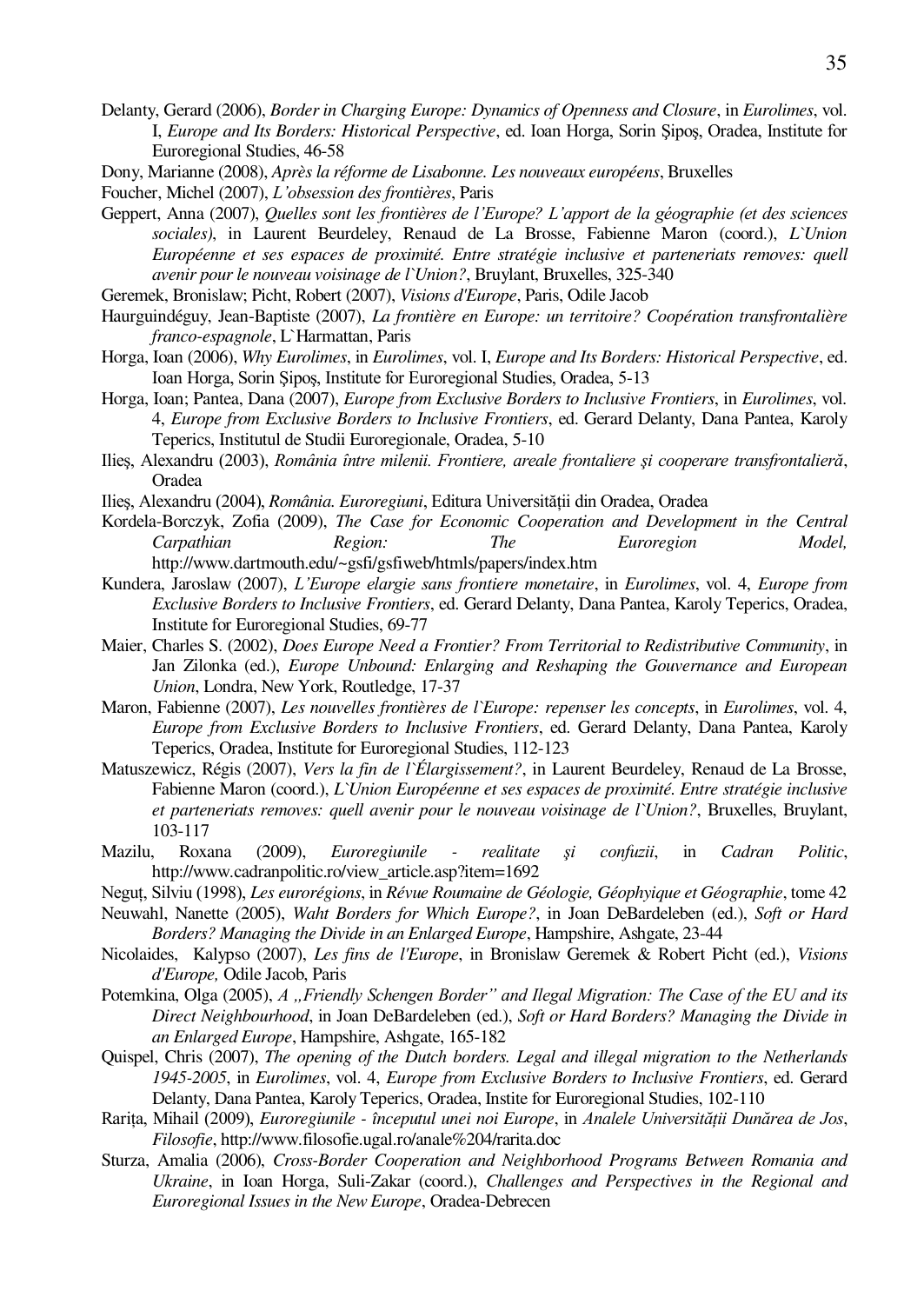Delanty, Gerard (2006), *Border in Charging Europe: Dynamics of Openness and Closure*, in *Eurolimes*, vol. I, *Europe and Its Borders: Historical Perspective*, ed. Ioan Horga, Sorin Şipoş, Oradea, Institute for Euroregional Studies, 46-58

Dony, Marianne (2008), *Après la réforme de Lisabonne. Les nouveaux européens*, Bruxelles

Foucher, Michel (2007), *L'obsession des frontières*, Paris

Geppert, Anna (2007), *Quelles sont les frontières de l'Europe? L'apport de la géographie (et des sciences sociales)*, in Laurent Beurdeley, Renaud de La Brosse, Fabienne Maron (coord.), *L`Union Européenne et ses espaces de proximité. Entre stratégie inclusive et parteneriats removes: quell avenir pour le nouveau voisinage de l`Union?*, Bruylant, Bruxelles, 325-340

Geremek, Bronislaw; Picht, Robert (2007), *Visions d'Europe*, Paris, Odile Jacob

Haurguindéguy, Jean-Baptiste (2007), *La frontière en Europe: un territoire? Coopération transfrontalière franco-espagnole*, L`Harmattan, Paris

Horga, Ioan (2006), *Why Eurolimes*, in *Eurolimes*, vol. I, *Europe and Its Borders: Historical Perspective*, ed. Ioan Horga, Sorin Şipoş, Institute for Euroregional Studies, Oradea, 5-13

Horga, Ioan; Pantea, Dana (2007), *Europe from Exclusive Borders to Inclusive Frontiers*, in *Eurolimes*, vol. 4, *Europe from Exclusive Borders to Inclusive Frontiers*, ed. Gerard Delanty, Dana Pantea, Karoly Teperics, Institutul de Studii Euroregionale, Oradea, 5-10

Ilieş, Alexandru (2003), *România între milenii. Frontiere, areale frontaliere şi cooperare transfrontalieră*, Oradea

Ilieş, Alexandru (2004), *România. Euroregiuni*, Editura Universităţii din Oradea, Oradea

Kordela-Borczyk, Zofia (2009), *The Case for Economic Cooperation and Development in the Central Carpathian Region: The Euroregion Model,* http://www.dartmouth.edu/~gsfi/gsfiweb/htmls/papers/index.htm

Kundera, Jaroslaw (2007), *L'Europe elargie sans frontiere monetaire*, in *Eurolimes*, vol. 4, *Europe from Exclusive Borders to Inclusive Frontiers*, ed. Gerard Delanty, Dana Pantea, Karoly Teperics, Oradea, Institute for Euroregional Studies, 69-77

Maier, Charles S. (2002), *Does Europe Need a Frontier? From Territorial to Redistributive Community*, in Jan Zilonka (ed.), *Europe Unbound: Enlarging and Reshaping the Gouvernance and European Union*, Londra, New York, Routledge, 17-37

Maron, Fabienne (2007), *Les nouvelles frontières de l`Europe: repenser les concepts*, in *Eurolimes*, vol. 4, *Europe from Exclusive Borders to Inclusive Frontiers*, ed. Gerard Delanty, Dana Pantea, Karoly Teperics, Oradea, Institute for Euroregional Studies, 112-123

Matuszewicz, Régis (2007), *Vers la fin de l`Élargissement?*, in Laurent Beurdeley, Renaud de La Brosse, Fabienne Maron (coord.), *L`Union Européenne et ses espaces de proximité. Entre stratégie inclusive et parteneriats removes: quell avenir pour le nouveau voisinage de l`Union?*, Bruxelles, Bruylant, 103-117

Mazilu, Roxana (2009), *Euroregiunile - realitate şi confuzii*, in *Cadran Politic*, http://www.cadranpolitic.ro/view_article.asp?item=1692

Neguţ, Silviu (1998), *Les eurorégions*, in *Révue Roumaine de Géologie, Géophyique et Géographie*, tome 42

Neuwahl, Nanette (2005), *Waht Borders for Which Europe?*, in Joan DeBardeleben (ed.), *Soft or Hard Borders? Managing the Divide in an Enlarged Europe*, Hampshire, Ashgate, 23-44

Nicolaides, Kalypso (2007), *Les fins de l'Europe*, in Bronislaw Geremek & Robert Picht (ed.), *Visions d'Europe,* Odile Jacob, Paris

Potemkina, Olga (2005), *A „Friendly Schengen Border" and Ilegal Migration: The Case of the EU and its Direct Neighbourhood*, in Joan DeBardeleben (ed.), *Soft or Hard Borders? Managing the Divide in an Enlarged Europe*, Hampshire, Ashgate, 165-182

Quispel, Chris (2007), *The opening of the Dutch borders. Legal and illegal migration to the Netherlands 1945-2005*, in *Eurolimes*, vol. 4, *Europe from Exclusive Borders to Inclusive Frontiers*, ed. Gerard Delanty, Dana Pantea, Karoly Teperics, Oradea, Instite for Euroregional Studies, 102-110

Rariţa, Mihail (2009), *Euroregiunile - începutul unei noi Europe*, in *Analele Universităţii Dunărea de Jos*, *Filosofie*, http://www.filosofie.ugal.ro/anale%204/rarita.doc

Sturza, Amalia (2006), *Cross-Border Cooperation and Neighborhood Programs Between Romania and Ukraine*, in Ioan Horga, Suli-Zakar (coord.), *Challenges and Perspectives in the Regional and Euroregional Issues in the New Europe*, Oradea-Debrecen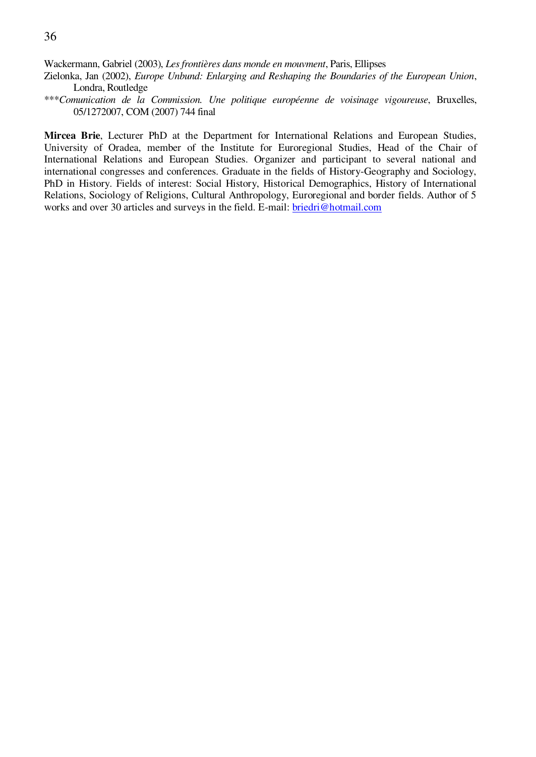Wackermann, Gabriel (2003), *Les frontières dans monde en mouvment*, Paris, Ellipses

Zielonka, Jan (2002), *Europe Unbund: Enlarging and Reshaping the Boundaries of the European Union*, Londra, Routledge

***\**Comunication de la Commission. Une politique européenne de voisinage vigoureuse*, Bruxelles, 05/1272007, COM (2007) 744 final

**Mircea Brie**, Lecturer PhD at the Department for International Relations and European Studies, University of Oradea, member of the Institute for Euroregional Studies, Head of the Chair of International Relations and European Studies. Organizer and participant to several national and international congresses and conferences. Graduate in the fields of History-Geography and Sociology, PhD in History. Fields of interest: Social History, Historical Demographics, History of International Relations, Sociology of Religions, Cultural Anthropology, Euroregional and border fields. Author of 5 works and over 30 articles and surveys in the field. E-mail: briedri@hotmail.com